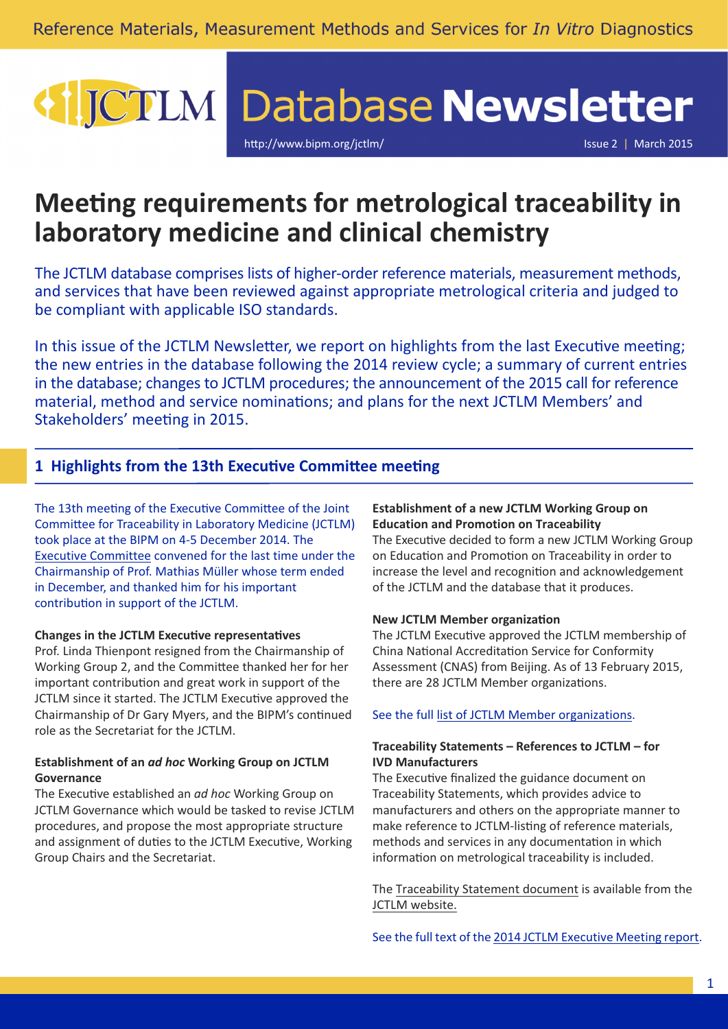Reference Materials, Measurement Methods and Services for *In Vitro* Diagnostics

# JCTLM Database Newsletter

http://www.bipm.org/jctlm/

Issue 2 | March 2015

# Meeting requirements for metrological traceability in laboratory medicine and clinical chemistry

The JCTLM database comprises lists of higher-order reference materials, measurement methods, and services that have been reviewed against appropriate metrological criteria and judged to be compliant with applicable ISO standards.

In this issue of the JCTLM Newsletter, we report on highlights from the last Executive meeting; the new entries in the database following the 2014 review cycle; a summary of current entries in the database; changes to JCTLM procedures; the announcement of the 2015 call for reference material, method and service nominations; and plans for the next JCTLM Members' and Stakeholders' meeting in 2015.

## 1 Highlights from the 13th Executive Committee meeting

The 13th meeting of the Executive Committee of the Joint Committee for Traceability in Laboratory Medicine (JCTLM) took place at the BIPM on 4-5 December 2014. The Executive Committee convened for the last time under the Chairmanship of Prof. Mathias Müller whose term ended in December, and thanked him for his important contribution in support of the JCTLM.

**Changes in the JCTLM Executive representatives**

Prof. Linda Thienpont resigned from the Chairmanship of Working Group 2, and the Committee thanked her for her important contribution and great work in support of the JCTLM since it started. The JCTLM Executive approved the Chairmanship of Dr Gary Myers, and the BIPM's continued role as the Secretariat for the JCTLM.

**Establishment of an *ad hoc* Working Group on JCTLM Governance**

The Executive established an *ad hoc* Working Group on JCTLM Governance which would be tasked to revise JCTLM procedures, and propose the most appropriate structure and assignment of duties to the JCTLM Executive, Working Group Chairs and the Secretariat.

**Establishment of a new JCTLM Working Group on Education and Promotion on Traceability**

The Executive decided to form a new JCTLM Working Group on Education and Promotion on Traceability in order to increase the level and recognition and acknowledgement of the JCTLM and the database that it produces.

**New JCTLM Member organization**

The JCTLM Executive approved the JCTLM membership of China National Accreditation Service for Conformity Assessment (CNAS) from Beijing. As of 13 February 2015, there are 28 JCTLM Member organizations.

See the full list of JCTLM Member organizations.

**Traceability Statements – References to JCTLM – for IVD Manufacturers**

The Executive finalized the guidance document on Traceability Statements, which provides advice to manufacturers and others on the appropriate manner to make reference to JCTLM-listing of reference materials, methods and services in any documentation in which information on metrological traceability is included.

The Traceability Statement document is available from the JCTLM website.

See the full text of the 2014 JCTLM Executive Meeting report.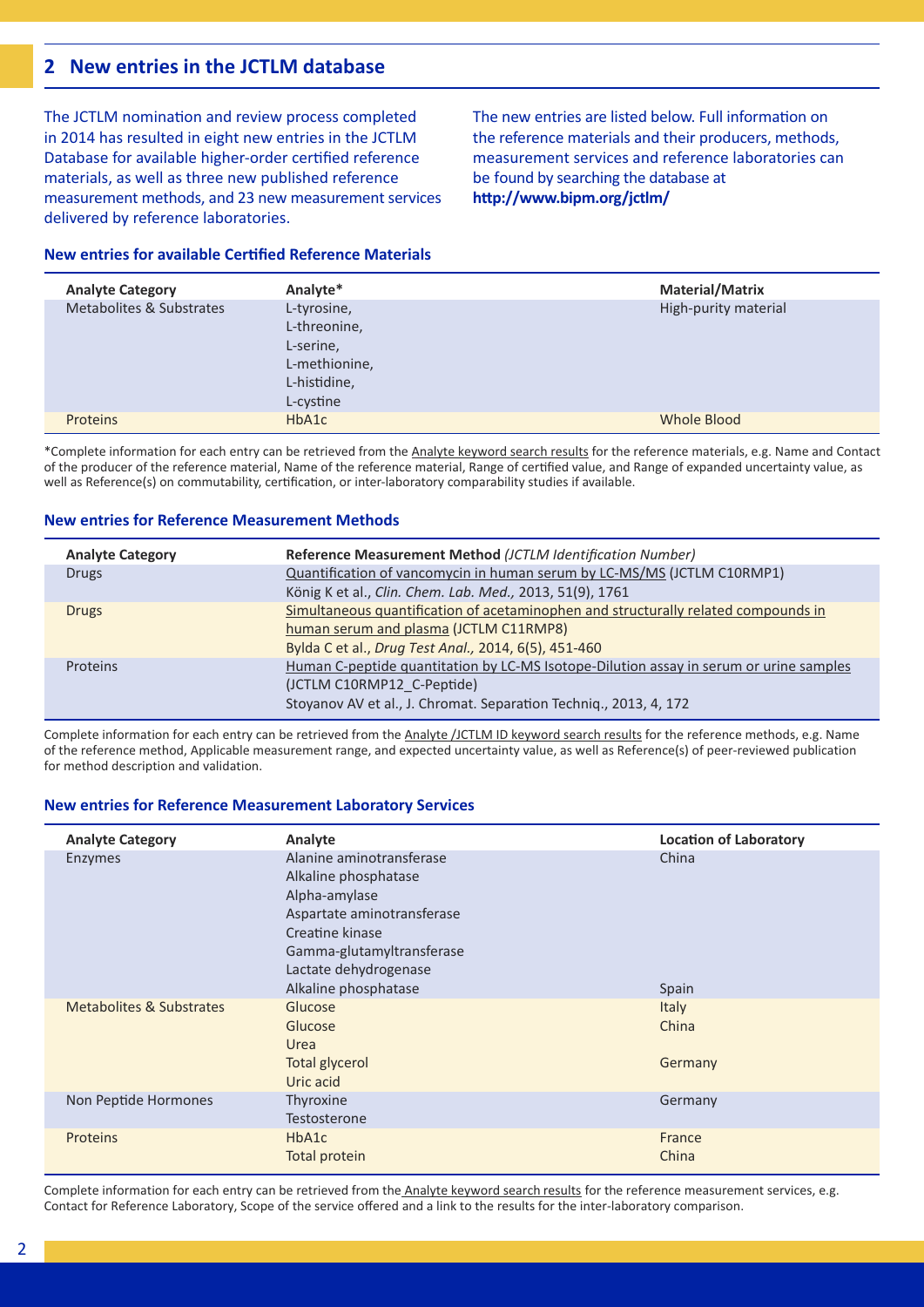## 2 New entries in the JCTLM database

The JCTLM nomination and review process completed in 2014 has resulted in eight new entries in the JCTLM Database for available higher-order certified reference materials, as well as three new published reference measurement methods, and 23 new measurement services delivered by reference laboratories.

The new entries are listed below. Full information on the reference materials and their producers, methods, measurement services and reference laboratories can be found by searching the database at **http://www.bipm.org/jctlm/**

### New entries for available Certified Reference Materials

| Analyte Category | Analyte* | Material/Matrix |
|---|---|---|
| Metabolites & Substrates | L-tyrosine, L-threonine, L-serine, L-methionine, L-histidine, L-cystine | High-purity material |
| Proteins | HbA1c | Whole Blood |

*Complete information for each entry can be retrieved from the Analyte keyword search results for the reference materials, e.g. Name and Contact of the producer of the reference material, Name of the reference material, Range of certified value, and Range of expanded uncertainty value, as well as Reference(s) on commutability, certification, or inter-laboratory comparability studies if available.

### New entries for Reference Measurement Methods

| Analyte Category | Reference Measurement Method *(JCTLM Identification Number)* |
|---|---|
| Drugs | Quantification of vancomycin in human serum by LC-MS/MS (JCTLM C10RMP1)<br>König K et al., *Clin. Chem. Lab. Med.,* 2013, 51(9), 1761 |
| Drugs | Simultaneous quantification of acetaminophen and structurally related compounds in human serum and plasma (JCTLM C11RMP8)<br>Bylda C et al., *Drug Test Anal.,* 2014, 6(5), 451-460 |
| Proteins | Human C-peptide quantitation by LC-MS Isotope-Dilution assay in serum or urine samples (JCTLM C10RMP12_C-Peptide)<br>Stoyanov AV et al., J. Chromat. Separation Techniq., 2013, 4, 172 |

Complete information for each entry can be retrieved from the Analyte /JCTLM ID keyword search results for the reference methods, e.g. Name of the reference method, Applicable measurement range, and expected uncertainty value, as well as Reference(s) of peer-reviewed publication for method description and validation.

### New entries for Reference Measurement Laboratory Services

| Analyte Category | Analyte | Location of Laboratory |
|---|---|---|
| Enzymes | Alanine aminotransferase<br>Alkaline phosphatase<br>Alpha-amylase<br>Aspartate aminotransferase<br>Creatine kinase<br>Gamma-glutamyltransferase<br>Lactate dehydrogenase | China |
| | Alkaline phosphatase | Spain |
| Metabolites & Substrates | Glucose | Italy |
| | Glucose<br>Urea | China |
| | Total glycerol<br>Uric acid | Germany |
| Non Peptide Hormones | Thyroxine<br>Testosterone | Germany |
| Proteins | HbA1c | France |
| | Total protein | China |

Complete information for each entry can be retrieved from the Analyte keyword search results for the reference measurement services, e.g. Contact for Reference Laboratory, Scope of the service offered and a link to the results for the inter-laboratory comparison.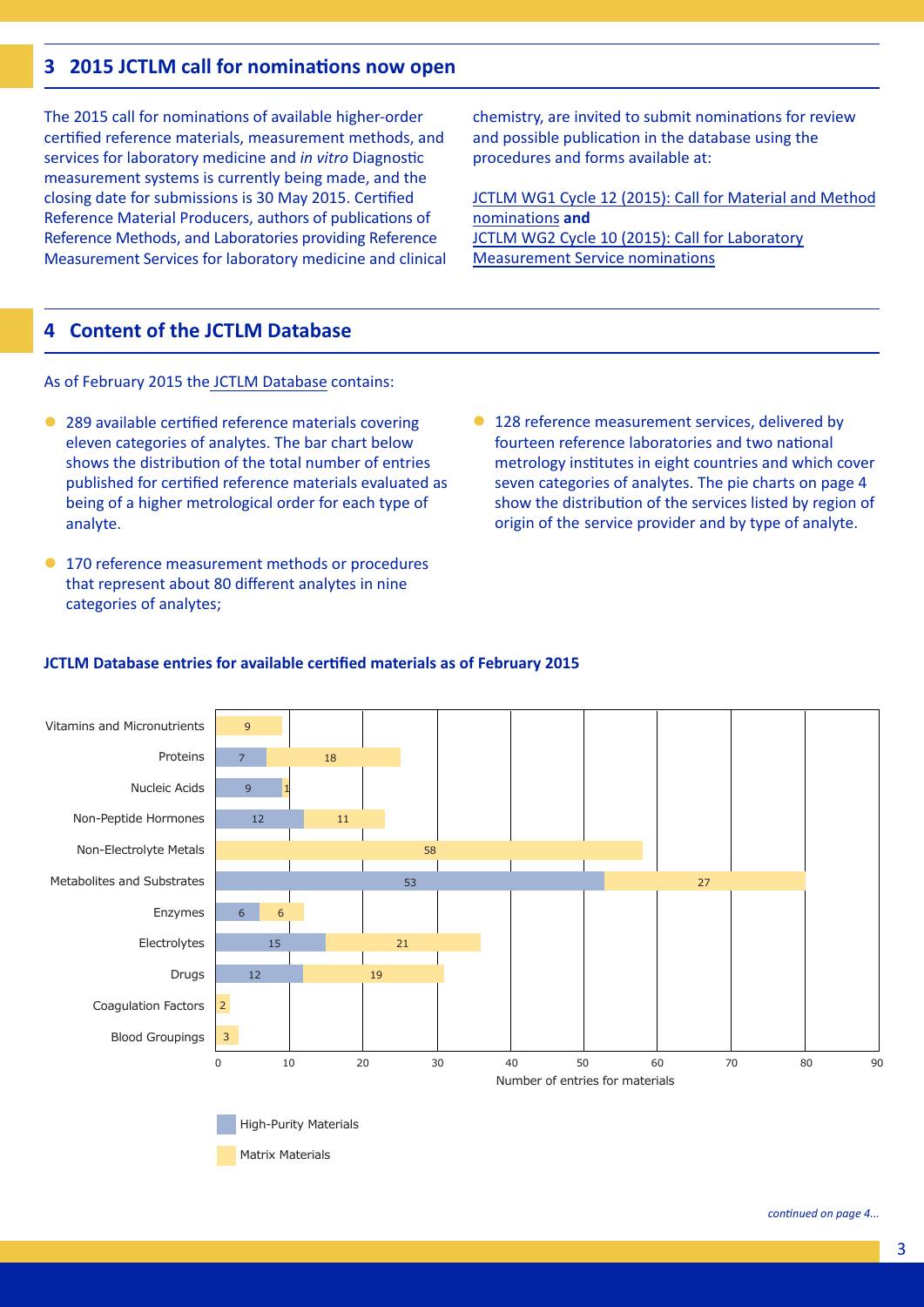## 3 2015 JCTLM call for nominations now open

The 2015 call for nominations of available higher-order certified reference materials, measurement methods, and services for laboratory medicine and *in vitro* Diagnostic measurement systems is currently being made, and the closing date for submissions is 30 May 2015. Certified Reference Material Producers, authors of publications of Reference Methods, and Laboratories providing Reference Measurement Services for laboratory medicine and clinical chemistry, are invited to submit nominations for review and possible publication in the database using the procedures and forms available at:

JCTLM WG1 Cycle 12 (2015): Call for Material and Method nominations **and**
JCTLM WG2 Cycle 10 (2015): Call for Laboratory Measurement Service nominations

## 4 Content of the JCTLM Database

As of February 2015 the JCTLM Database contains:

- 289 available certified reference materials covering eleven categories of analytes. The bar chart below shows the distribution of the total number of entries published for certified reference materials evaluated as being of a higher metrological order for each type of analyte.
- 170 reference measurement methods or procedures that represent about 80 different analytes in nine categories of analytes;
- 128 reference measurement services, delivered by fourteen reference laboratories and two national metrology institutes in eight countries and which cover seven categories of analytes. The pie charts on page 4 show the distribution of the services listed by region of origin of the service provider and by type of analyte.

**JCTLM Database entries for available certified materials as of February 2015**

| | High-Purity Materials | Matrix Materials |
|---|---|---|
| Vitamins and Micronutrients | | 9 |
| Proteins | 7 | 18 |
| Nucleic Acids | 9 | 1 |
| Non-Peptide Hormones | 12 | 11 |
| Non-Electrolyte Metals | | 58 |
| Metabolites and Substrates | 53 | 27 |
| Enzymes | 6 | 6 |
| Electrolytes | 15 | 21 |
| Drugs | 12 | 19 |
| Coagulation Factors | | 2 |
| Blood Groupings | | 3 |

Number of entries for materials

*continued on page 4...*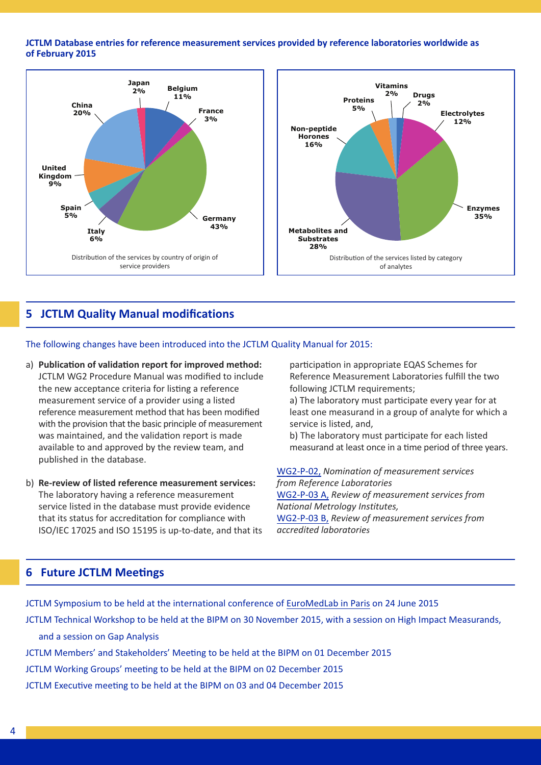**JCTLM Database entries for reference measurement services provided by reference laboratories worldwide as of February 2015**

Japan 2%
Belgium 11%
France 3%
China 20%
United Kingdom 9%
Spain 5%
Italy 6%
Germany 43%

Distribution of the services by country of origin of service providers

Vitamins 2%
Drugs 2%
Proteins 5%
Electrolytes 12%
Non-peptide Horones 16%
Enzymes 35%
Metabolites and Substrates 28%

Distribution of the services listed by category of analytes

## 5 JCTLM Quality Manual modifications

The following changes have been introduced into the JCTLM Quality Manual for 2015:

a) **Publication of validation report for improved method:** JCTLM WG2 Procedure Manual was modified to include the new acceptance criteria for listing a reference measurement service of a provider using a listed reference measurement method that has been modified with the provision that the basic principle of measurement was maintained, and the validation report is made available to and approved by the review team, and published in the database.

b) **Re-review of listed reference measurement services:** The laboratory having a reference measurement service listed in the database must provide evidence that its status for accreditation for compliance with ISO/IEC 17025 and ISO 15195 is up-to-date, and that its participation in appropriate EQAS Schemes for Reference Measurement Laboratories fulfill the two following JCTLM requirements;
a) The laboratory must participate every year for at least one measurand in a group of analyte for which a service is listed, and,
b) The laboratory must participate for each listed measurand at least once in a time period of three years.

WG2-P-02, *Nomination of measurement services from Reference Laboratories*
WG2-P-03 A, *Review of measurement services from National Metrology Institutes,*
WG2-P-03 B, *Review of measurement services from accredited laboratories*

## 6 Future JCTLM Meetings

JCTLM Symposium to be held at the international conference of EuroMedLab in Paris on 24 June 2015

JCTLM Technical Workshop to be held at the BIPM on 30 November 2015, with a session on High Impact Measurands, and a session on Gap Analysis

JCTLM Members' and Stakeholders' Meeting to be held at the BIPM on 01 December 2015

JCTLM Working Groups' meeting to be held at the BIPM on 02 December 2015

JCTLM Executive meeting to be held at the BIPM on 03 and 04 December 2015